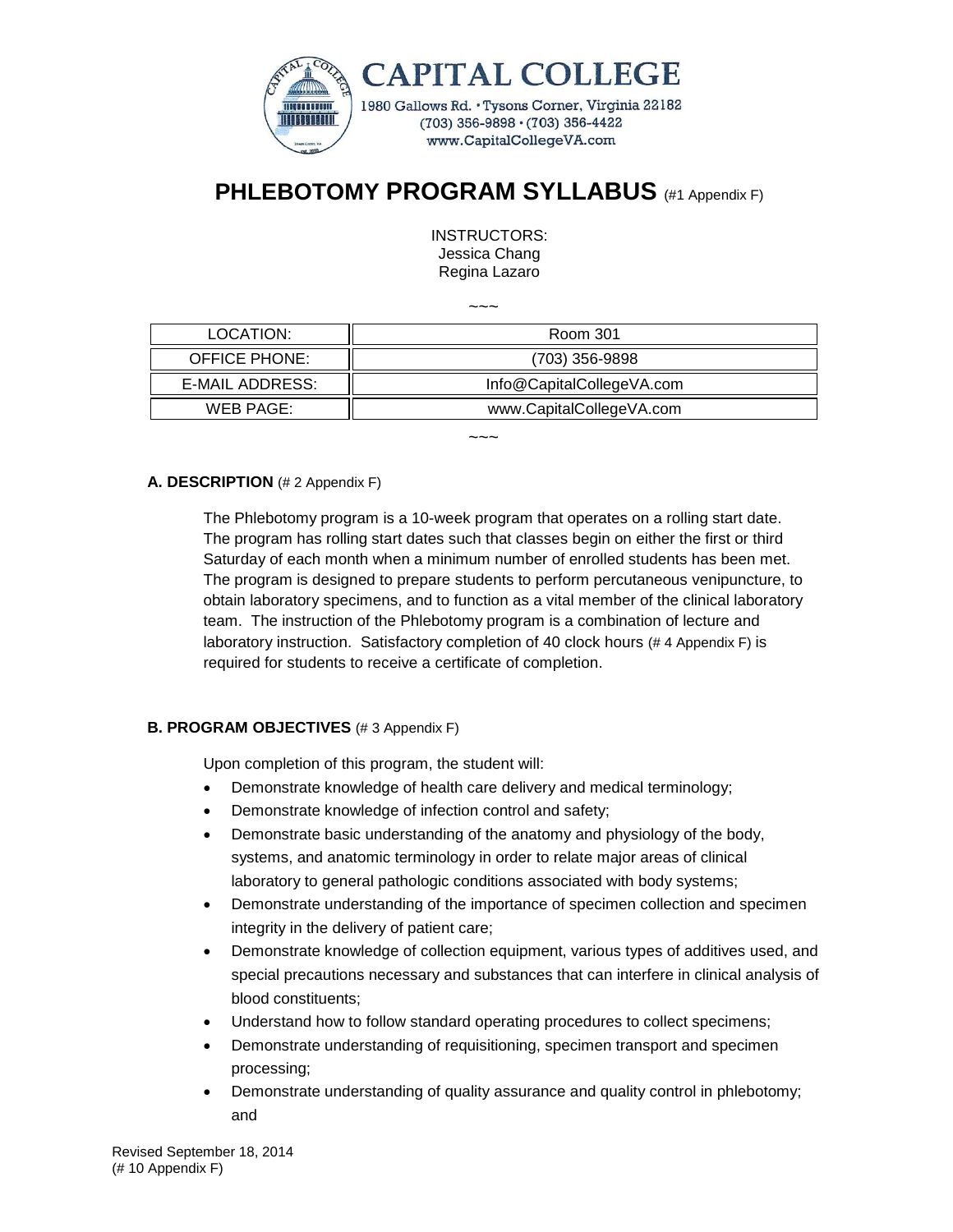**CAPITAL COLLEGE**

1980 Gallows Rd. · Tysons Corner, Virginia 22182
(703) 356-9898 · (703) 356-4422
www.CapitalCollegeVA.com

# PHLEBOTOMY PROGRAM SYLLABUS (#1 Appendix F)

INSTRUCTORS:
Jessica Chang
Regina Lazaro

~~~

| LOCATION: | Room 301 |
|---|---|
| OFFICE PHONE: | (703) 356-9898 |
| E-MAIL ADDRESS: | Info@CapitalCollegeVA.com |
| WEB PAGE: | www.CapitalCollegeVA.com |

~~~

### A. DESCRIPTION (# 2 Appendix F)

The Phlebotomy program is a 10-week program that operates on a rolling start date. The program has rolling start dates such that classes begin on either the first or third Saturday of each month when a minimum number of enrolled students has been met. The program is designed to prepare students to perform percutaneous venipuncture, to obtain laboratory specimens, and to function as a vital member of the clinical laboratory team. The instruction of the Phlebotomy program is a combination of lecture and laboratory instruction. Satisfactory completion of 40 clock hours (# 4 Appendix F) is required for students to receive a certificate of completion.

### B. PROGRAM OBJECTIVES (# 3 Appendix F)

Upon completion of this program, the student will:

- Demonstrate knowledge of health care delivery and medical terminology;
- Demonstrate knowledge of infection control and safety;
- Demonstrate basic understanding of the anatomy and physiology of the body, systems, and anatomic terminology in order to relate major areas of clinical laboratory to general pathologic conditions associated with body systems;
- Demonstrate understanding of the importance of specimen collection and specimen integrity in the delivery of patient care;
- Demonstrate knowledge of collection equipment, various types of additives used, and special precautions necessary and substances that can interfere in clinical analysis of blood constituents;
- Understand how to follow standard operating procedures to collect specimens;
- Demonstrate understanding of requisitioning, specimen transport and specimen processing;
- Demonstrate understanding of quality assurance and quality control in phlebotomy; and

Revised September 18, 2014
(# 10 Appendix F)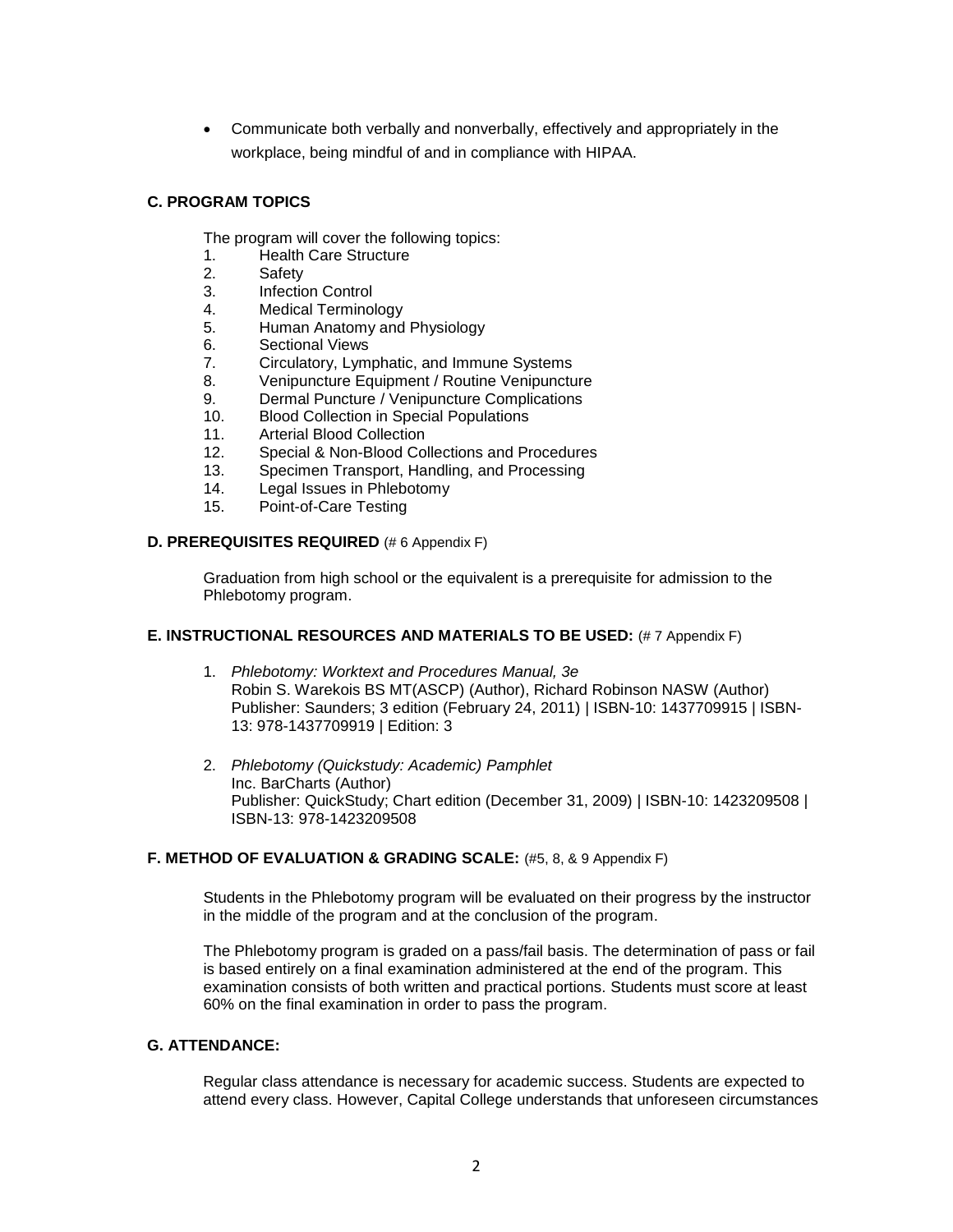- Communicate both verbally and nonverbally, effectively and appropriately in the workplace, being mindful of and in compliance with HIPAA.

### C. PROGRAM TOPICS

The program will cover the following topics:

1. Health Care Structure
2. Safety
3. Infection Control
4. Medical Terminology
5. Human Anatomy and Physiology
6. Sectional Views
7. Circulatory, Lymphatic, and Immune Systems
8. Venipuncture Equipment / Routine Venipuncture
9. Dermal Puncture / Venipuncture Complications
10. Blood Collection in Special Populations
11. Arterial Blood Collection
12. Special & Non-Blood Collections and Procedures
13. Specimen Transport, Handling, and Processing
14. Legal Issues in Phlebotomy
15. Point-of-Care Testing

### D. PREREQUISITES REQUIRED (# 6 Appendix F)

Graduation from high school or the equivalent is a prerequisite for admission to the Phlebotomy program.

### E. INSTRUCTIONAL RESOURCES AND MATERIALS TO BE USED: (# 7 Appendix F)

1. *Phlebotomy: Worktext and Procedures Manual, 3e*
   Robin S. Warekois BS MT(ASCP) (Author), Richard Robinson NASW (Author)
   Publisher: Saunders; 3 edition (February 24, 2011) | ISBN-10: 1437709915 | ISBN-13: 978-1437709919 | Edition: 3

2. *Phlebotomy (Quickstudy: Academic) Pamphlet*
   Inc. BarCharts (Author)
   Publisher: QuickStudy; Chart edition (December 31, 2009) | ISBN-10: 1423209508 | ISBN-13: 978-1423209508

### F. METHOD OF EVALUATION & GRADING SCALE: (#5, 8, & 9 Appendix F)

Students in the Phlebotomy program will be evaluated on their progress by the instructor in the middle of the program and at the conclusion of the program.

The Phlebotomy program is graded on a pass/fail basis. The determination of pass or fail is based entirely on a final examination administered at the end of the program. This examination consists of both written and practical portions. Students must score at least 60% on the final examination in order to pass the program.

### G. ATTENDANCE:

Regular class attendance is necessary for academic success. Students are expected to attend every class. However, Capital College understands that unforeseen circumstances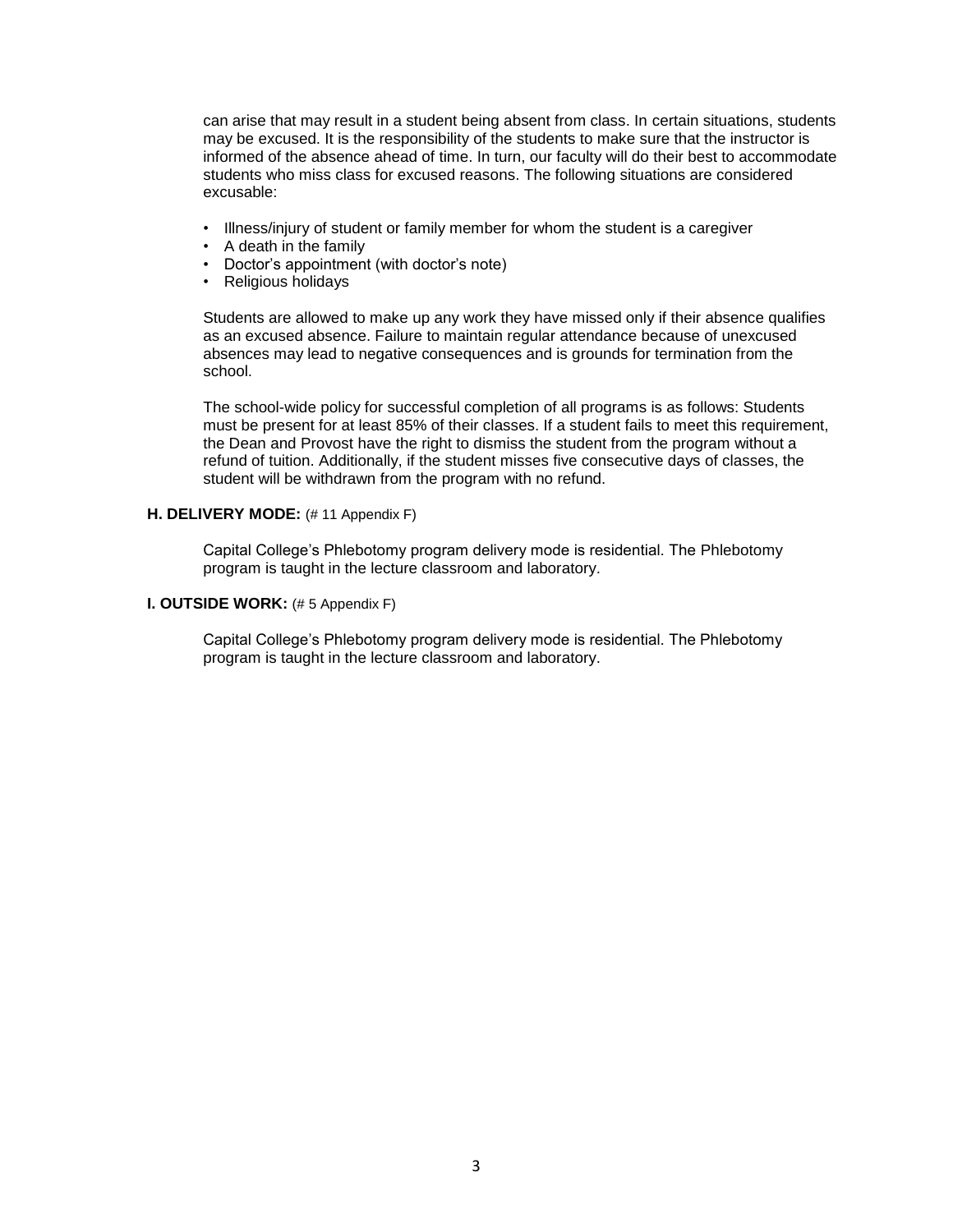can arise that may result in a student being absent from class. In certain situations, students may be excused. It is the responsibility of the students to make sure that the instructor is informed of the absence ahead of time. In turn, our faculty will do their best to accommodate students who miss class for excused reasons. The following situations are considered excusable:

- Illness/injury of student or family member for whom the student is a caregiver
- A death in the family
- Doctor's appointment (with doctor's note)
- Religious holidays

Students are allowed to make up any work they have missed only if their absence qualifies as an excused absence. Failure to maintain regular attendance because of unexcused absences may lead to negative consequences and is grounds for termination from the school.

The school-wide policy for successful completion of all programs is as follows: Students must be present for at least 85% of their classes. If a student fails to meet this requirement, the Dean and Provost have the right to dismiss the student from the program without a refund of tuition. Additionally, if the student misses five consecutive days of classes, the student will be withdrawn from the program with no refund.

**H. DELIVERY MODE:** (# 11 Appendix F)

Capital College's Phlebotomy program delivery mode is residential. The Phlebotomy program is taught in the lecture classroom and laboratory.

**I. OUTSIDE WORK:** (# 5 Appendix F)

Capital College's Phlebotomy program delivery mode is residential. The Phlebotomy program is taught in the lecture classroom and laboratory.